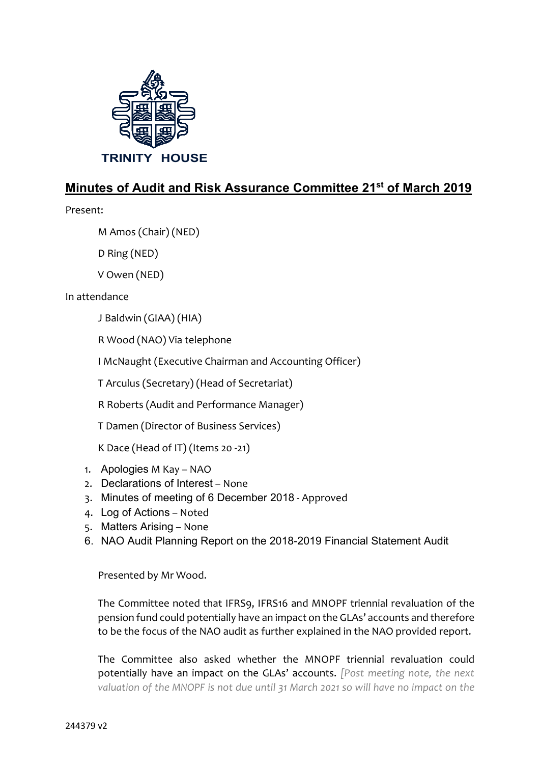TRINITY HOUSE

# Minutes of Audit and Risk Assurance Committee 21st of March 2019

Present:

M Amos (Chair) (NED)

D Ring (NED)

V Owen (NED)

In attendance

J Baldwin (GIAA) (HIA)

R Wood (NAO) Via telephone

I McNaught (Executive Chairman and Accounting Officer)

T Arculus (Secretary) (Head of Secretariat)

R Roberts (Audit and Performance Manager)

T Damen (Director of Business Services)

K Dace (Head of IT) (Items 20 -21)

1. Apologies M Kay – NAO
2. Declarations of Interest – None
3. Minutes of meeting of 6 December 2018 - Approved
4. Log of Actions – Noted
5. Matters Arising – None
6. NAO Audit Planning Report on the 2018-2019 Financial Statement Audit

Presented by Mr Wood.

The Committee noted that IFRS9, IFRS16 and MNOPF triennial revaluation of the pension fund could potentially have an impact on the GLAs' accounts and therefore to be the focus of the NAO audit as further explained in the NAO provided report.

The Committee also asked whether the MNOPF triennial revaluation could potentially have an impact on the GLAs' accounts. *[Post meeting note, the next valuation of the MNOPF is not due until 31 March 2021 so will have no impact on the*

244379 v2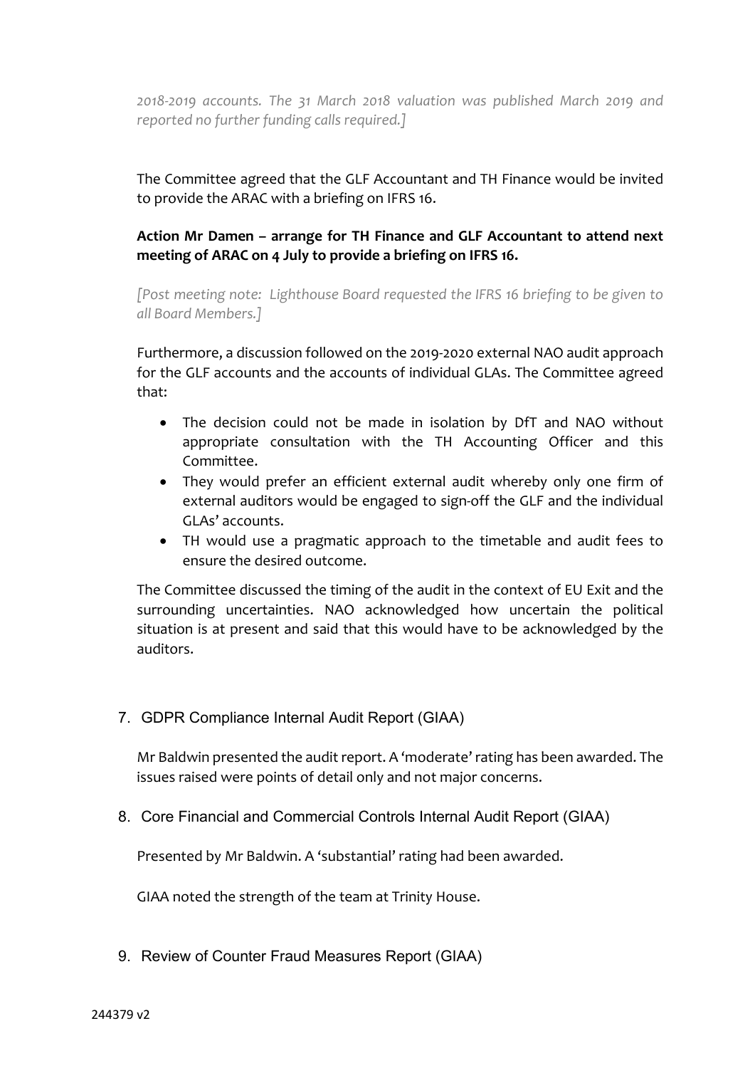*2018-2019 accounts. The 31 March 2018 valuation was published March 2019 and reported no further funding calls required.]*

The Committee agreed that the GLF Accountant and TH Finance would be invited to provide the ARAC with a briefing on IFRS 16.

**Action Mr Damen – arrange for TH Finance and GLF Accountant to attend next meeting of ARAC on 4 July to provide a briefing on IFRS 16.**

*[Post meeting note: Lighthouse Board requested the IFRS 16 briefing to be given to all Board Members.]*

Furthermore, a discussion followed on the 2019-2020 external NAO audit approach for the GLF accounts and the accounts of individual GLAs. The Committee agreed that:

- The decision could not be made in isolation by DfT and NAO without appropriate consultation with the TH Accounting Officer and this Committee.
- They would prefer an efficient external audit whereby only one firm of external auditors would be engaged to sign-off the GLF and the individual GLAs' accounts.
- TH would use a pragmatic approach to the timetable and audit fees to ensure the desired outcome.

The Committee discussed the timing of the audit in the context of EU Exit and the surrounding uncertainties. NAO acknowledged how uncertain the political situation is at present and said that this would have to be acknowledged by the auditors.

7. GDPR Compliance Internal Audit Report (GIAA)

Mr Baldwin presented the audit report. A 'moderate' rating has been awarded. The issues raised were points of detail only and not major concerns.

8. Core Financial and Commercial Controls Internal Audit Report (GIAA)

Presented by Mr Baldwin. A 'substantial' rating had been awarded.

GIAA noted the strength of the team at Trinity House.

9. Review of Counter Fraud Measures Report (GIAA)

244379 v2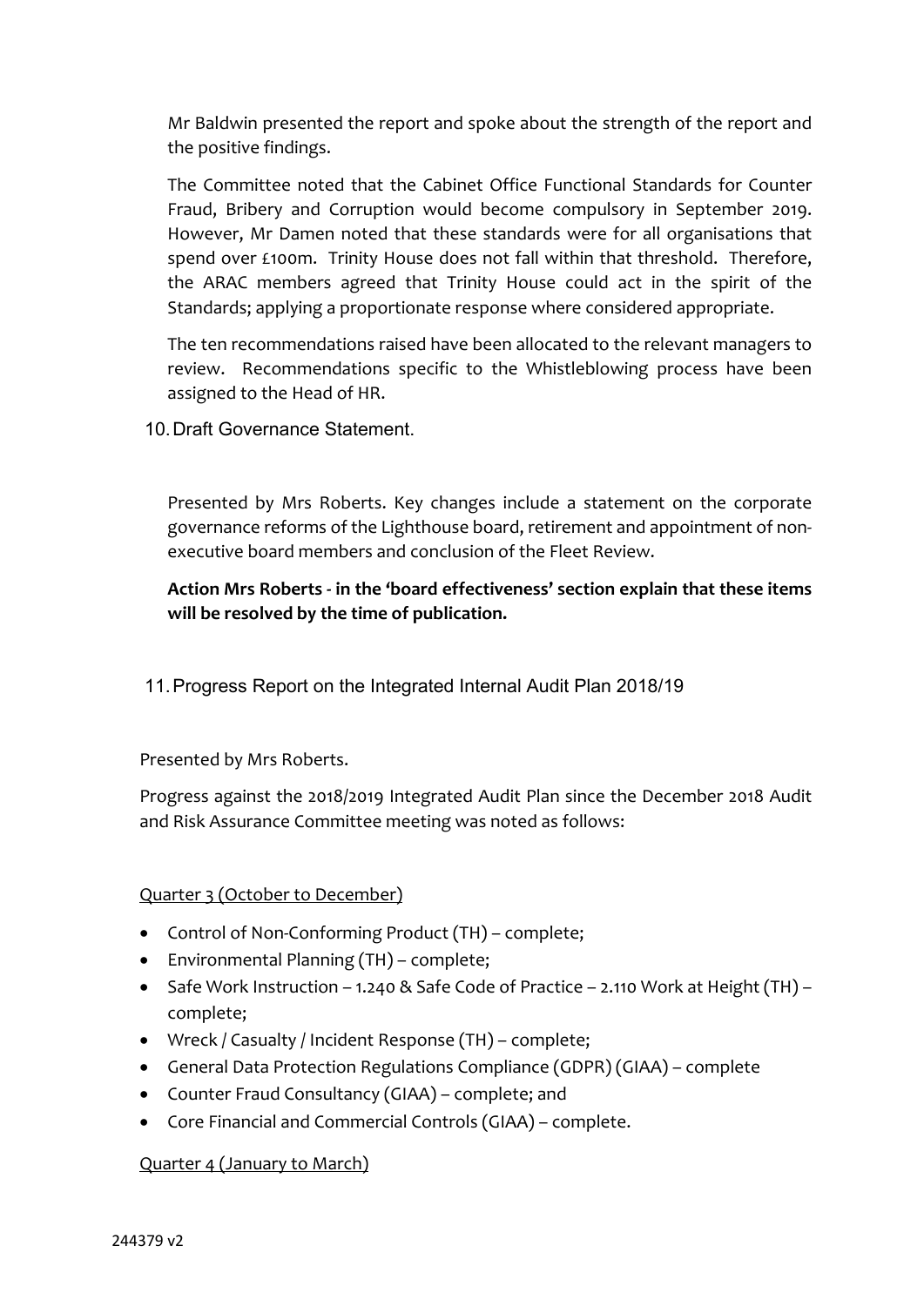Mr Baldwin presented the report and spoke about the strength of the report and the positive findings.

The Committee noted that the Cabinet Office Functional Standards for Counter Fraud, Bribery and Corruption would become compulsory in September 2019. However, Mr Damen noted that these standards were for all organisations that spend over £100m. Trinity House does not fall within that threshold. Therefore, the ARAC members agreed that Trinity House could act in the spirit of the Standards; applying a proportionate response where considered appropriate.

The ten recommendations raised have been allocated to the relevant managers to review. Recommendations specific to the Whistleblowing process have been assigned to the Head of HR.

10. Draft Governance Statement.

Presented by Mrs Roberts. Key changes include a statement on the corporate governance reforms of the Lighthouse board, retirement and appointment of non-executive board members and conclusion of the Fleet Review.

**Action Mrs Roberts - in the 'board effectiveness' section explain that these items will be resolved by the time of publication.**

11. Progress Report on the Integrated Internal Audit Plan 2018/19

Presented by Mrs Roberts.

Progress against the 2018/2019 Integrated Audit Plan since the December 2018 Audit and Risk Assurance Committee meeting was noted as follows:

Quarter 3 (October to December)

- Control of Non-Conforming Product (TH) – complete;
- Environmental Planning (TH) – complete;
- Safe Work Instruction – 1.240 & Safe Code of Practice – 2.110 Work at Height (TH) – complete;
- Wreck / Casualty / Incident Response (TH) – complete;
- General Data Protection Regulations Compliance (GDPR) (GIAA) – complete
- Counter Fraud Consultancy (GIAA) – complete; and
- Core Financial and Commercial Controls (GIAA) – complete.

Quarter 4 (January to March)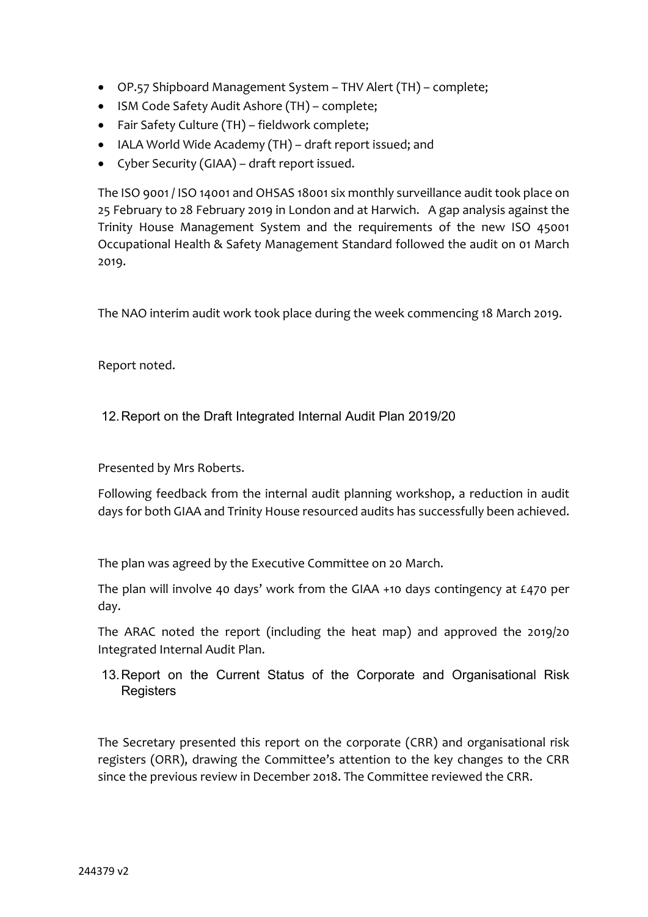- OP.57 Shipboard Management System – THV Alert (TH) – complete;
- ISM Code Safety Audit Ashore (TH) – complete;
- Fair Safety Culture (TH) – fieldwork complete;
- IALA World Wide Academy (TH) – draft report issued; and
- Cyber Security (GIAA) – draft report issued.

The ISO 9001 / ISO 14001 and OHSAS 18001 six monthly surveillance audit took place on 25 February to 28 February 2019 in London and at Harwich. A gap analysis against the Trinity House Management System and the requirements of the new ISO 45001 Occupational Health & Safety Management Standard followed the audit on 01 March 2019.

The NAO interim audit work took place during the week commencing 18 March 2019.

Report noted.

## 12. Report on the Draft Integrated Internal Audit Plan 2019/20

Presented by Mrs Roberts.

Following feedback from the internal audit planning workshop, a reduction in audit days for both GIAA and Trinity House resourced audits has successfully been achieved.

The plan was agreed by the Executive Committee on 20 March.

The plan will involve 40 days' work from the GIAA +10 days contingency at £470 per day.

The ARAC noted the report (including the heat map) and approved the 2019/20 Integrated Internal Audit Plan.

## 13. Report on the Current Status of the Corporate and Organisational Risk Registers

The Secretary presented this report on the corporate (CRR) and organisational risk registers (ORR), drawing the Committee's attention to the key changes to the CRR since the previous review in December 2018. The Committee reviewed the CRR.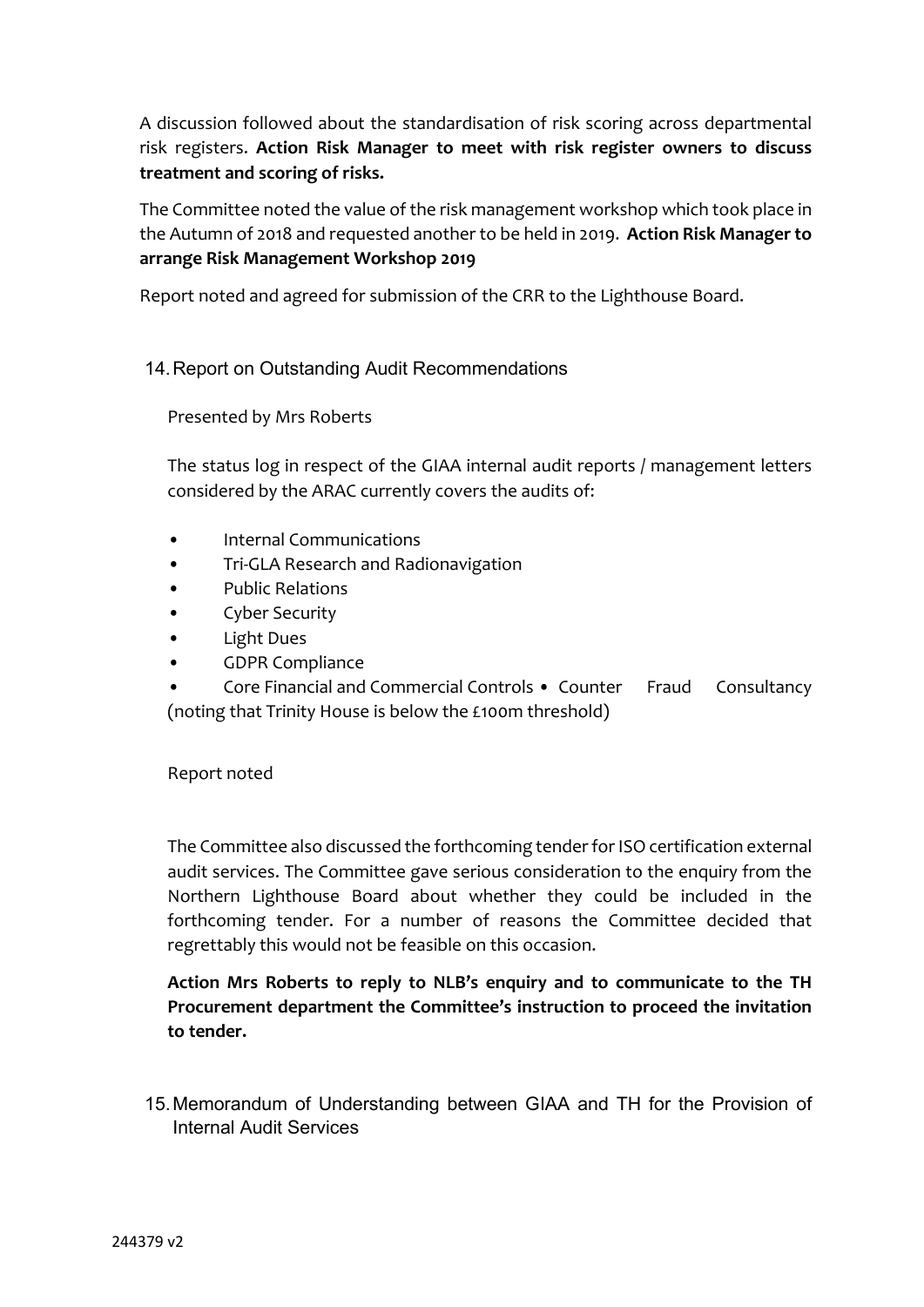A discussion followed about the standardisation of risk scoring across departmental risk registers. **Action Risk Manager to meet with risk register owners to discuss treatment and scoring of risks.**

The Committee noted the value of the risk management workshop which took place in the Autumn of 2018 and requested another to be held in 2019. **Action Risk Manager to arrange Risk Management Workshop 2019**

Report noted and agreed for submission of the CRR to the Lighthouse Board.

## 14. Report on Outstanding Audit Recommendations

Presented by Mrs Roberts

The status log in respect of the GIAA internal audit reports / management letters considered by the ARAC currently covers the audits of:

- Internal Communications
- Tri-GLA Research and Radionavigation
- Public Relations
- Cyber Security
- Light Dues
- GDPR Compliance
- Core Financial and Commercial Controls • Counter Fraud Consultancy (noting that Trinity House is below the £100m threshold)

Report noted

The Committee also discussed the forthcoming tender for ISO certification external audit services. The Committee gave serious consideration to the enquiry from the Northern Lighthouse Board about whether they could be included in the forthcoming tender. For a number of reasons the Committee decided that regrettably this would not be feasible on this occasion.

**Action Mrs Roberts to reply to NLB's enquiry and to communicate to the TH Procurement department the Committee's instruction to proceed the invitation to tender.**

## 15. Memorandum of Understanding between GIAA and TH for the Provision of Internal Audit Services

244379 v2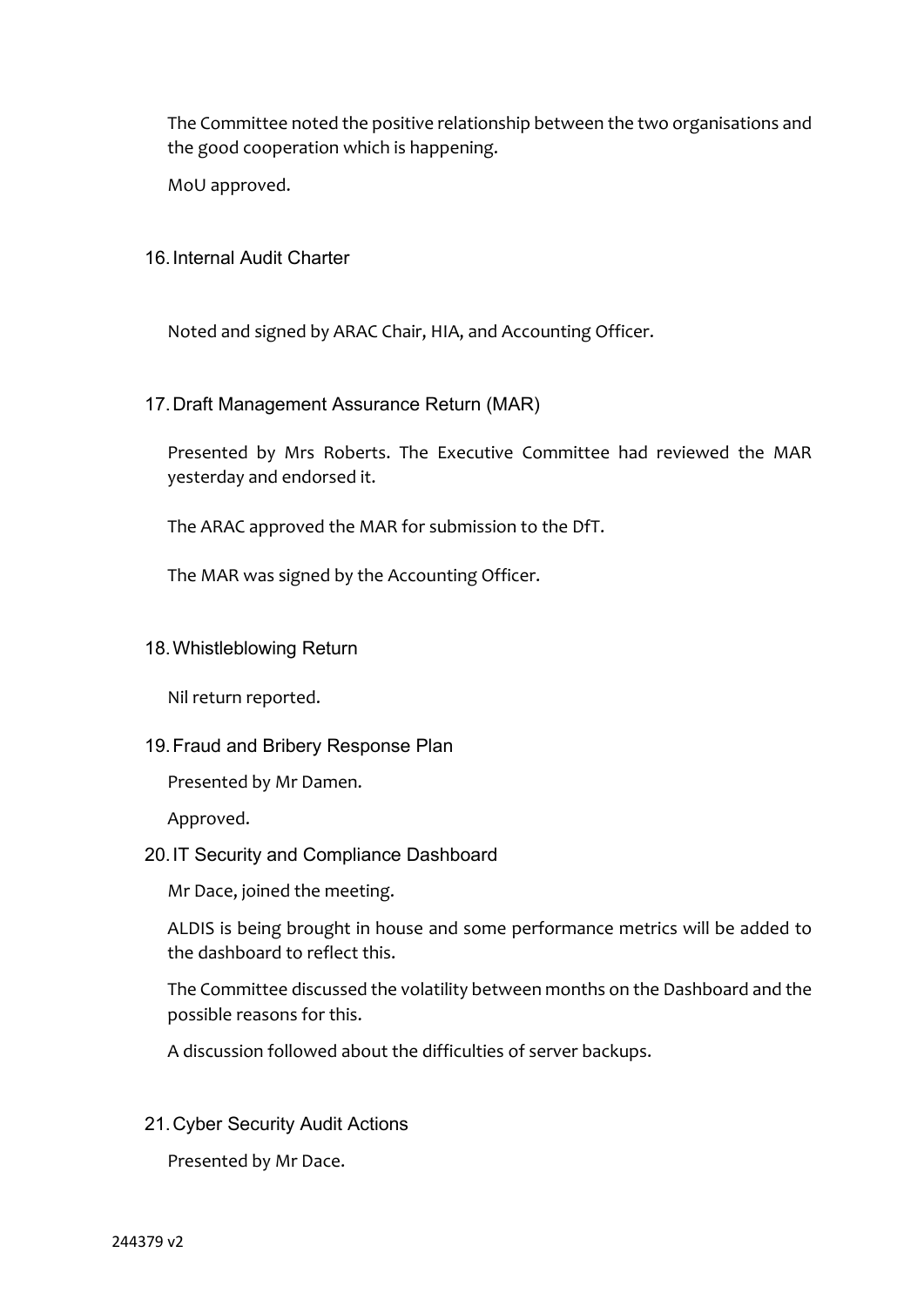The Committee noted the positive relationship between the two organisations and the good cooperation which is happening.

MoU approved.

16. Internal Audit Charter

Noted and signed by ARAC Chair, HIA, and Accounting Officer.

17. Draft Management Assurance Return (MAR)

Presented by Mrs Roberts. The Executive Committee had reviewed the MAR yesterday and endorsed it.

The ARAC approved the MAR for submission to the DfT.

The MAR was signed by the Accounting Officer.

18. Whistleblowing Return

Nil return reported.

19. Fraud and Bribery Response Plan

Presented by Mr Damen.

Approved.

20. IT Security and Compliance Dashboard

Mr Dace, joined the meeting.

ALDIS is being brought in house and some performance metrics will be added to the dashboard to reflect this.

The Committee discussed the volatility between months on the Dashboard and the possible reasons for this.

A discussion followed about the difficulties of server backups.

21. Cyber Security Audit Actions

Presented by Mr Dace.

244379 v2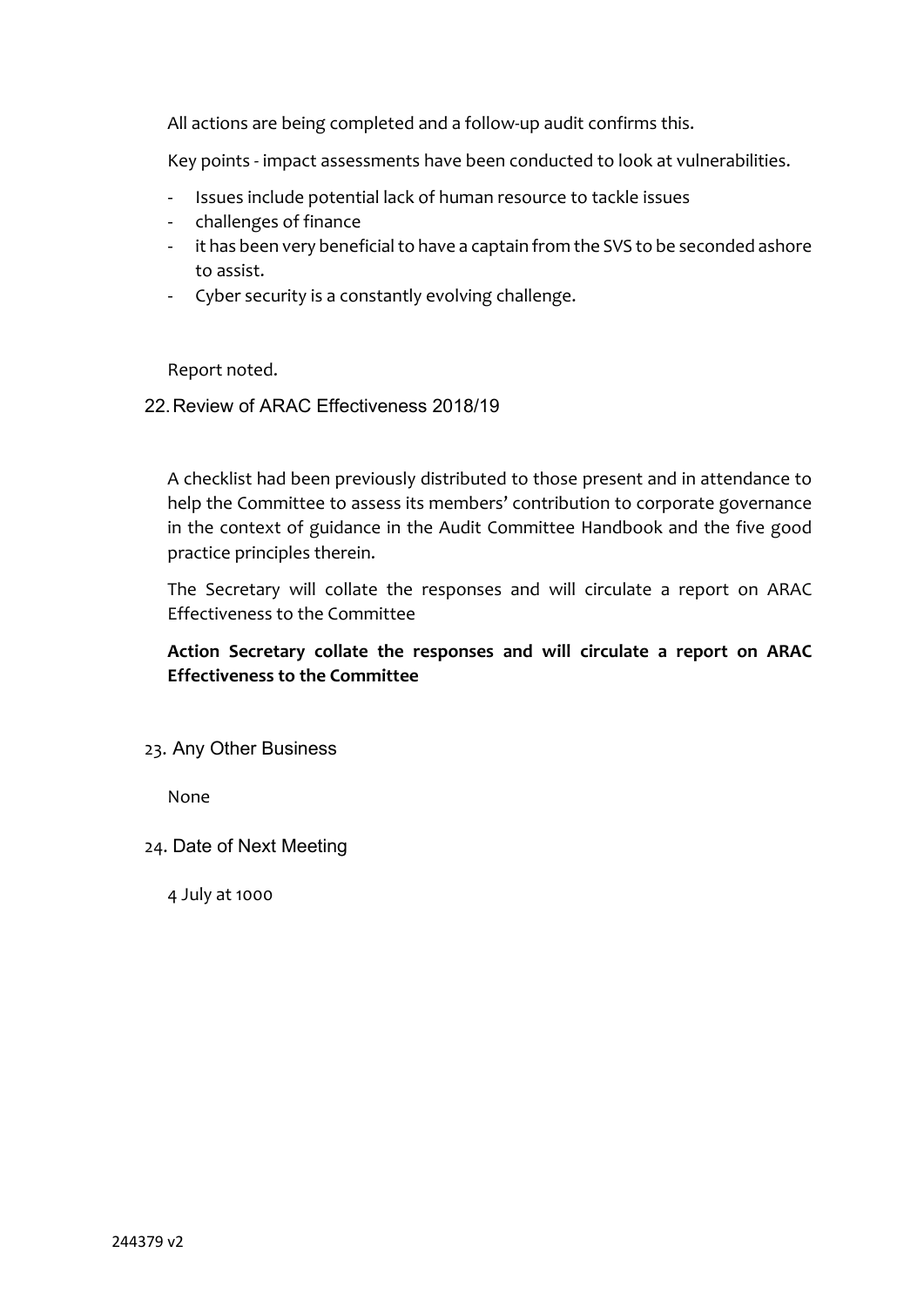All actions are being completed and a follow-up audit confirms this.

Key points - impact assessments have been conducted to look at vulnerabilities.

- Issues include potential lack of human resource to tackle issues
- challenges of finance
- it has been very beneficial to have a captain from the SVS to be seconded ashore to assist.
- Cyber security is a constantly evolving challenge.

Report noted.

## 22. Review of ARAC Effectiveness 2018/19

A checklist had been previously distributed to those present and in attendance to help the Committee to assess its members' contribution to corporate governance in the context of guidance in the Audit Committee Handbook and the five good practice principles therein.

The Secretary will collate the responses and will circulate a report on ARAC Effectiveness to the Committee

**Action Secretary collate the responses and will circulate a report on ARAC Effectiveness to the Committee**

## 23. Any Other Business

None

## 24. Date of Next Meeting

4 July at 1000

244379 v2